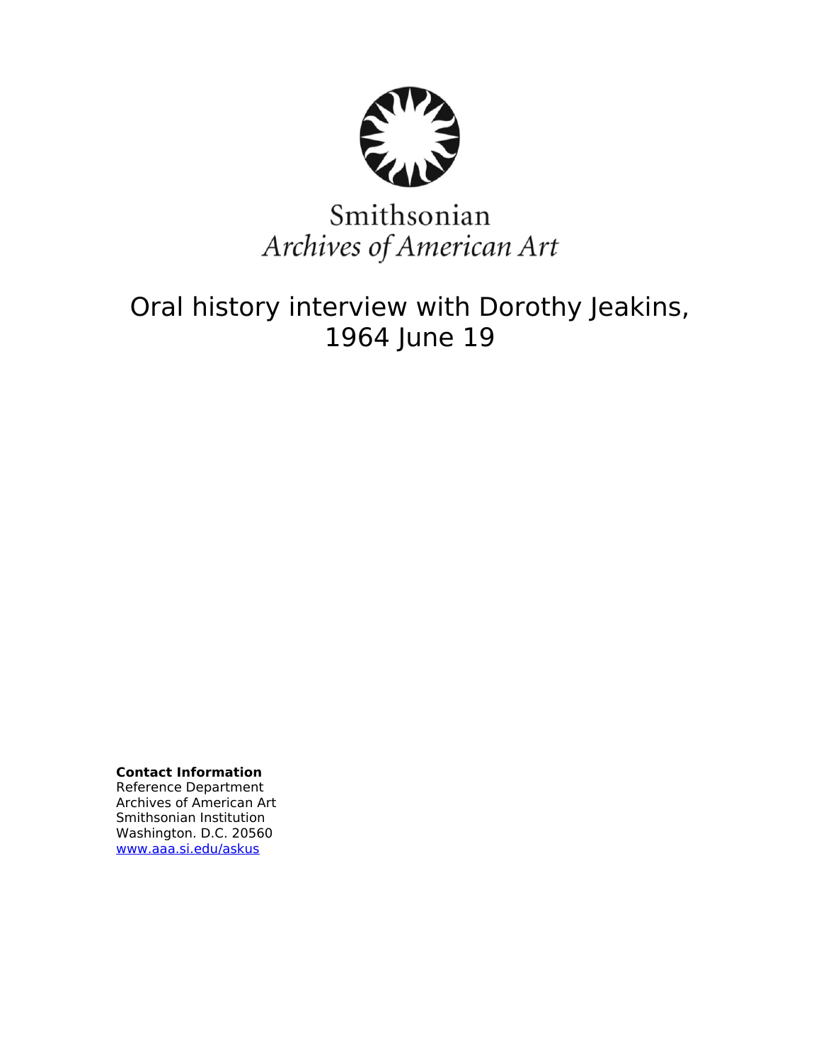Smithsonian

*Archives of American Art*

# Oral history interview with Dorothy Jeakins, 1964 June 19

**Contact Information**
Reference Department
Archives of American Art
Smithsonian Institution
Washington. D.C. 20560
www.aaa.si.edu/askus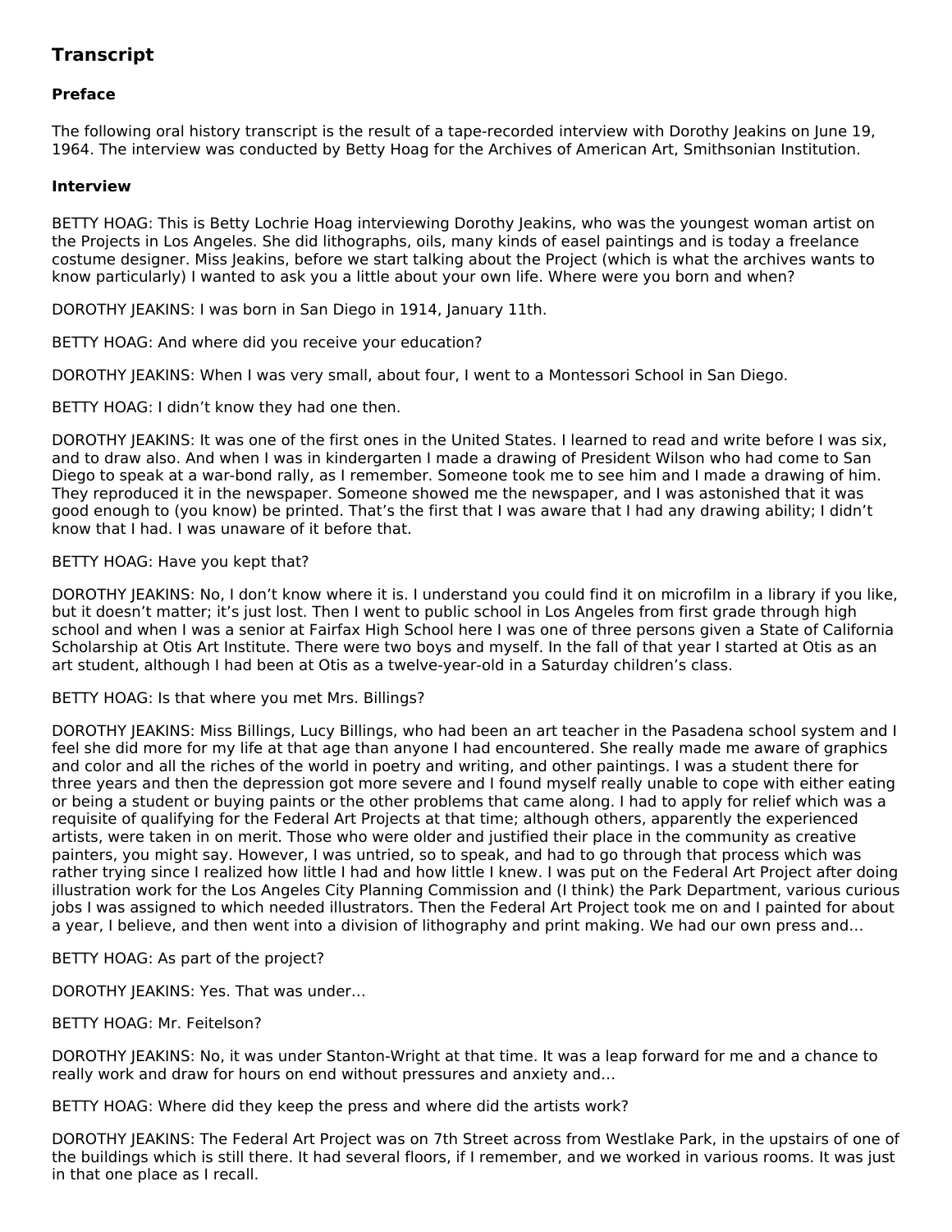## Transcript

### Preface

The following oral history transcript is the result of a tape-recorded interview with Dorothy Jeakins on June 19, 1964. The interview was conducted by Betty Hoag for the Archives of American Art, Smithsonian Institution.

### Interview

BETTY HOAG: This is Betty Lochrie Hoag interviewing Dorothy Jeakins, who was the youngest woman artist on the Projects in Los Angeles. She did lithographs, oils, many kinds of easel paintings and is today a freelance costume designer. Miss Jeakins, before we start talking about the Project (which is what the archives wants to know particularly) I wanted to ask you a little about your own life. Where were you born and when?

DOROTHY JEAKINS: I was born in San Diego in 1914, January 11th.

BETTY HOAG: And where did you receive your education?

DOROTHY JEAKINS: When I was very small, about four, I went to a Montessori School in San Diego.

BETTY HOAG: I didn't know they had one then.

DOROTHY JEAKINS: It was one of the first ones in the United States. I learned to read and write before I was six, and to draw also. And when I was in kindergarten I made a drawing of President Wilson who had come to San Diego to speak at a war-bond rally, as I remember. Someone took me to see him and I made a drawing of him. They reproduced it in the newspaper. Someone showed me the newspaper, and I was astonished that it was good enough to (you know) be printed. That's the first that I was aware that I had any drawing ability; I didn't know that I had. I was unaware of it before that.

BETTY HOAG: Have you kept that?

DOROTHY JEAKINS: No, I don't know where it is. I understand you could find it on microfilm in a library if you like, but it doesn't matter; it's just lost. Then I went to public school in Los Angeles from first grade through high school and when I was a senior at Fairfax High School here I was one of three persons given a State of California Scholarship at Otis Art Institute. There were two boys and myself. In the fall of that year I started at Otis as an art student, although I had been at Otis as a twelve-year-old in a Saturday children's class.

BETTY HOAG: Is that where you met Mrs. Billings?

DOROTHY JEAKINS: Miss Billings, Lucy Billings, who had been an art teacher in the Pasadena school system and I feel she did more for my life at that age than anyone I had encountered. She really made me aware of graphics and color and all the riches of the world in poetry and writing, and other paintings. I was a student there for three years and then the depression got more severe and I found myself really unable to cope with either eating or being a student or buying paints or the other problems that came along. I had to apply for relief which was a requisite of qualifying for the Federal Art Projects at that time; although others, apparently the experienced artists, were taken in on merit. Those who were older and justified their place in the community as creative painters, you might say. However, I was untried, so to speak, and had to go through that process which was rather trying since I realized how little I had and how little I knew. I was put on the Federal Art Project after doing illustration work for the Los Angeles City Planning Commission and (I think) the Park Department, various curious jobs I was assigned to which needed illustrators. Then the Federal Art Project took me on and I painted for about a year, I believe, and then went into a division of lithography and print making. We had our own press and…

BETTY HOAG: As part of the project?

DOROTHY JEAKINS: Yes. That was under…

BETTY HOAG: Mr. Feitelson?

DOROTHY JEAKINS: No, it was under Stanton-Wright at that time. It was a leap forward for me and a chance to really work and draw for hours on end without pressures and anxiety and…

BETTY HOAG: Where did they keep the press and where did the artists work?

DOROTHY JEAKINS: The Federal Art Project was on 7th Street across from Westlake Park, in the upstairs of one of the buildings which is still there. It had several floors, if I remember, and we worked in various rooms. It was just in that one place as I recall.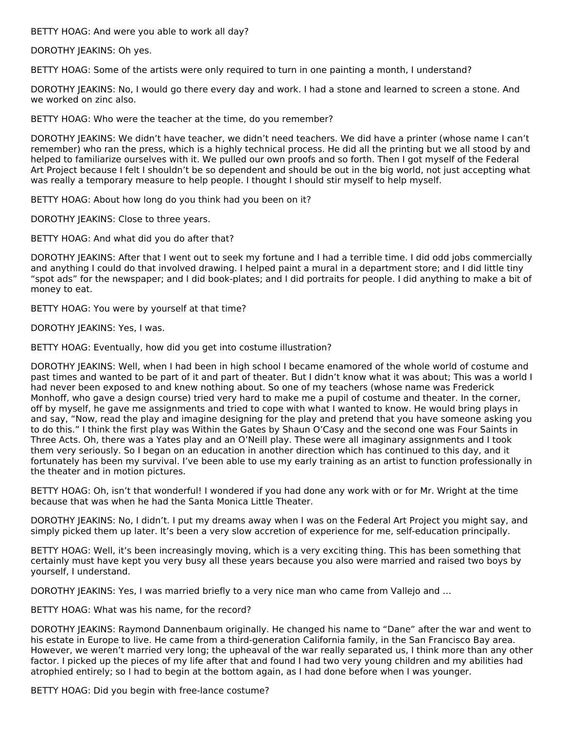BETTY HOAG: And were you able to work all day?

DOROTHY JEAKINS: Oh yes.

BETTY HOAG: Some of the artists were only required to turn in one painting a month, I understand?

DOROTHY JEAKINS: No, I would go there every day and work. I had a stone and learned to screen a stone. And we worked on zinc also.

BETTY HOAG: Who were the teacher at the time, do you remember?

DOROTHY JEAKINS: We didn't have teacher, we didn't need teachers. We did have a printer (whose name I can't remember) who ran the press, which is a highly technical process. He did all the printing but we all stood by and helped to familiarize ourselves with it. We pulled our own proofs and so forth. Then I got myself of the Federal Art Project because I felt I shouldn't be so dependent and should be out in the big world, not just accepting what was really a temporary measure to help people. I thought I should stir myself to help myself.

BETTY HOAG: About how long do you think had you been on it?

DOROTHY JEAKINS: Close to three years.

BETTY HOAG: And what did you do after that?

DOROTHY JEAKINS: After that I went out to seek my fortune and I had a terrible time. I did odd jobs commercially and anything I could do that involved drawing. I helped paint a mural in a department store; and I did little tiny "spot ads" for the newspaper; and I did book-plates; and I did portraits for people. I did anything to make a bit of money to eat.

BETTY HOAG: You were by yourself at that time?

DOROTHY JEAKINS: Yes, I was.

BETTY HOAG: Eventually, how did you get into costume illustration?

DOROTHY JEAKINS: Well, when I had been in high school I became enamored of the whole world of costume and past times and wanted to be part of it and part of theater. But I didn't know what it was about; This was a world I had never been exposed to and knew nothing about. So one of my teachers (whose name was Frederick Monhoff, who gave a design course) tried very hard to make me a pupil of costume and theater. In the corner, off by myself, he gave me assignments and tried to cope with what I wanted to know. He would bring plays in and say, "Now, read the play and imagine designing for the play and pretend that you have someone asking you to do this." I think the first play was Within the Gates by Shaun O'Casy and the second one was Four Saints in Three Acts. Oh, there was a Yates play and an O'Neill play. These were all imaginary assignments and I took them very seriously. So I began on an education in another direction which has continued to this day, and it fortunately has been my survival. I've been able to use my early training as an artist to function professionally in the theater and in motion pictures.

BETTY HOAG: Oh, isn't that wonderful! I wondered if you had done any work with or for Mr. Wright at the time because that was when he had the Santa Monica Little Theater.

DOROTHY JEAKINS: No, I didn't. I put my dreams away when I was on the Federal Art Project you might say, and simply picked them up later. It's been a very slow accretion of experience for me, self-education principally.

BETTY HOAG: Well, it's been increasingly moving, which is a very exciting thing. This has been something that certainly must have kept you very busy all these years because you also were married and raised two boys by yourself, I understand.

DOROTHY JEAKINS: Yes, I was married briefly to a very nice man who came from Vallejo and …

BETTY HOAG: What was his name, for the record?

DOROTHY JEAKINS: Raymond Dannenbaum originally. He changed his name to "Dane" after the war and went to his estate in Europe to live. He came from a third-generation California family, in the San Francisco Bay area. However, we weren't married very long; the upheaval of the war really separated us, I think more than any other factor. I picked up the pieces of my life after that and found I had two very young children and my abilities had atrophied entirely; so I had to begin at the bottom again, as I had done before when I was younger.

BETTY HOAG: Did you begin with free-lance costume?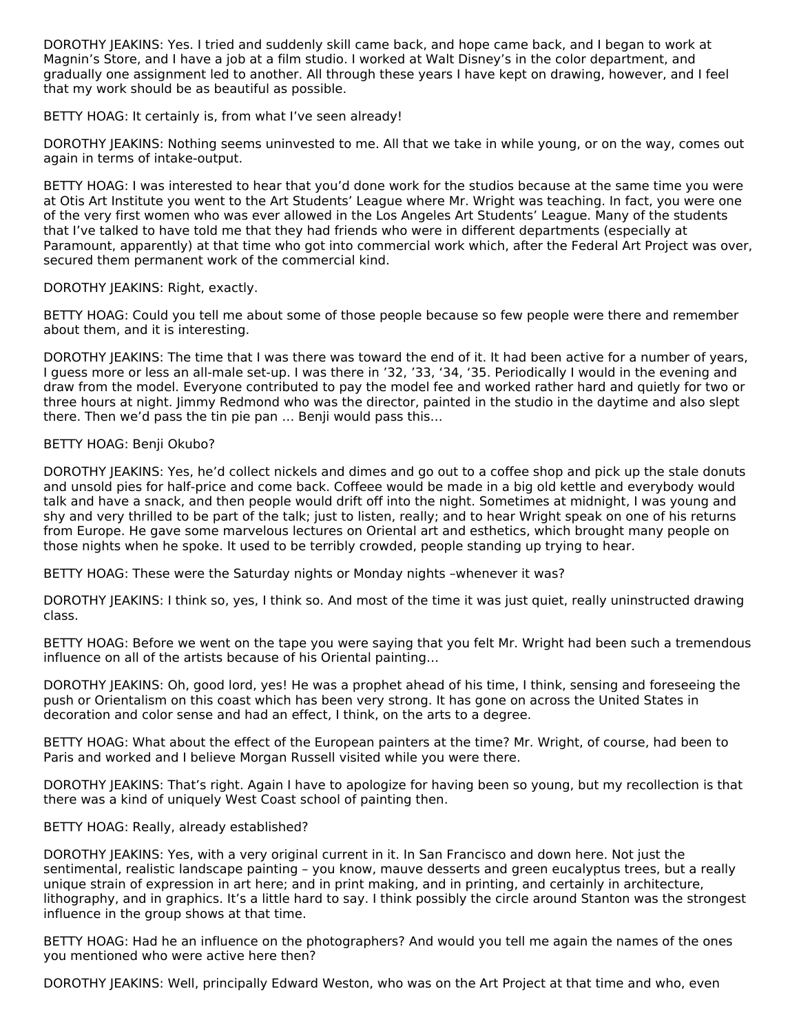DOROTHY JEAKINS: Yes. I tried and suddenly skill came back, and hope came back, and I began to work at Magnin's Store, and I have a job at a film studio. I worked at Walt Disney's in the color department, and gradually one assignment led to another. All through these years I have kept on drawing, however, and I feel that my work should be as beautiful as possible.

BETTY HOAG: It certainly is, from what I've seen already!

DOROTHY JEAKINS: Nothing seems uninvested to me. All that we take in while young, or on the way, comes out again in terms of intake-output.

BETTY HOAG: I was interested to hear that you'd done work for the studios because at the same time you were at Otis Art Institute you went to the Art Students' League where Mr. Wright was teaching. In fact, you were one of the very first women who was ever allowed in the Los Angeles Art Students' League. Many of the students that I've talked to have told me that they had friends who were in different departments (especially at Paramount, apparently) at that time who got into commercial work which, after the Federal Art Project was over, secured them permanent work of the commercial kind.

DOROTHY JEAKINS: Right, exactly.

BETTY HOAG: Could you tell me about some of those people because so few people were there and remember about them, and it is interesting.

DOROTHY JEAKINS: The time that I was there was toward the end of it. It had been active for a number of years, I guess more or less an all-male set-up. I was there in '32, '33, '34, '35. Periodically I would in the evening and draw from the model. Everyone contributed to pay the model fee and worked rather hard and quietly for two or three hours at night. Jimmy Redmond who was the director, painted in the studio in the daytime and also slept there. Then we'd pass the tin pie pan ... Benji would pass this...

BETTY HOAG: Benji Okubo?

DOROTHY JEAKINS: Yes, he'd collect nickels and dimes and go out to a coffee shop and pick up the stale donuts and unsold pies for half-price and come back. Coffeee would be made in a big old kettle and everybody would talk and have a snack, and then people would drift off into the night. Sometimes at midnight, I was young and shy and very thrilled to be part of the talk; just to listen, really; and to hear Wright speak on one of his returns from Europe. He gave some marvelous lectures on Oriental art and esthetics, which brought many people on those nights when he spoke. It used to be terribly crowded, people standing up trying to hear.

BETTY HOAG: These were the Saturday nights or Monday nights –whenever it was?

DOROTHY JEAKINS: I think so, yes, I think so. And most of the time it was just quiet, really uninstructed drawing class.

BETTY HOAG: Before we went on the tape you were saying that you felt Mr. Wright had been such a tremendous influence on all of the artists because of his Oriental painting...

DOROTHY JEAKINS: Oh, good lord, yes! He was a prophet ahead of his time, I think, sensing and foreseeing the push or Orientalism on this coast which has been very strong. It has gone on across the United States in decoration and color sense and had an effect, I think, on the arts to a degree.

BETTY HOAG: What about the effect of the European painters at the time? Mr. Wright, of course, had been to Paris and worked and I believe Morgan Russell visited while you were there.

DOROTHY JEAKINS: That's right. Again I have to apologize for having been so young, but my recollection is that there was a kind of uniquely West Coast school of painting then.

BETTY HOAG: Really, already established?

DOROTHY JEAKINS: Yes, with a very original current in it. In San Francisco and down here. Not just the sentimental, realistic landscape painting – you know, mauve desserts and green eucalyptus trees, but a really unique strain of expression in art here; and in print making, and in printing, and certainly in architecture, lithography, and in graphics. It's a little hard to say. I think possibly the circle around Stanton was the strongest influence in the group shows at that time.

BETTY HOAG: Had he an influence on the photographers? And would you tell me again the names of the ones you mentioned who were active here then?

DOROTHY JEAKINS: Well, principally Edward Weston, who was on the Art Project at that time and who, even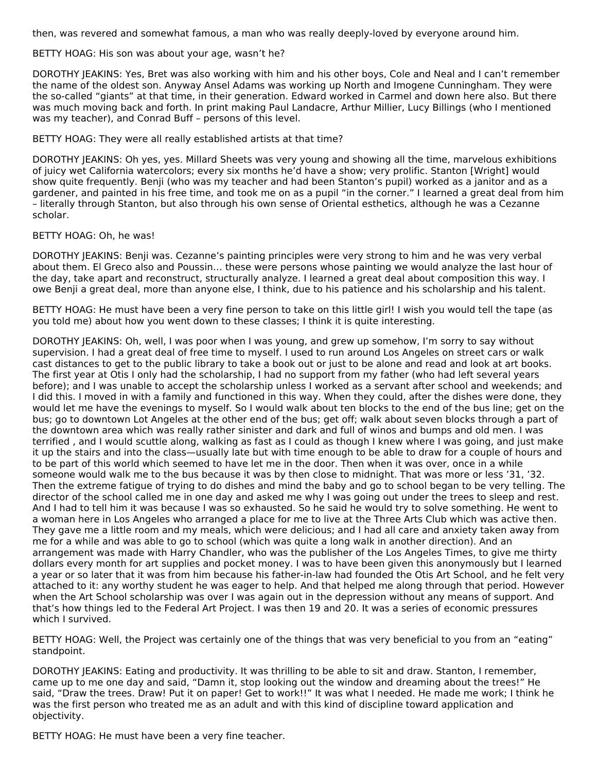then, was revered and somewhat famous, a man who was really deeply-loved by everyone around him.

BETTY HOAG: His son was about your age, wasn't he?

DOROTHY JEAKINS: Yes, Bret was also working with him and his other boys, Cole and Neal and I can't remember the name of the oldest son. Anyway Ansel Adams was working up North and Imogene Cunningham. They were the so-called "giants" at that time, in their generation. Edward worked in Carmel and down here also. But there was much moving back and forth. In print making Paul Landacre, Arthur Millier, Lucy Billings (who I mentioned was my teacher), and Conrad Buff – persons of this level.

BETTY HOAG: They were all really established artists at that time?

DOROTHY JEAKINS: Oh yes, yes. Millard Sheets was very young and showing all the time, marvelous exhibitions of juicy wet California watercolors; every six months he'd have a show; very prolific. Stanton [Wright] would show quite frequently. Benji (who was my teacher and had been Stanton's pupil) worked as a janitor and as a gardener, and painted in his free time, and took me on as a pupil "in the corner." I learned a great deal from him – literally through Stanton, but also through his own sense of Oriental esthetics, although he was a Cezanne scholar.

BETTY HOAG: Oh, he was!

DOROTHY JEAKINS: Benji was. Cezanne's painting principles were very strong to him and he was very verbal about them. El Greco also and Poussin... these were persons whose painting we would analyze the last hour of the day, take apart and reconstruct, structurally analyze. I learned a great deal about composition this way. I owe Benji a great deal, more than anyone else, I think, due to his patience and his scholarship and his talent.

BETTY HOAG: He must have been a very fine person to take on this little girl! I wish you would tell the tape (as you told me) about how you went down to these classes; I think it is quite interesting.

DOROTHY JEAKINS: Oh, well, I was poor when I was young, and grew up somehow, I'm sorry to say without supervision. I had a great deal of free time to myself. I used to run around Los Angeles on street cars or walk cast distances to get to the public library to take a book out or just to be alone and read and look at art books. The first year at Otis I only had the scholarship, I had no support from my father (who had left several years before); and I was unable to accept the scholarship unless I worked as a servant after school and weekends; and I did this. I moved in with a family and functioned in this way. When they could, after the dishes were done, they would let me have the evenings to myself. So I would walk about ten blocks to the end of the bus line; get on the bus; go to downtown Lot Angeles at the other end of the bus; get off; walk about seven blocks through a part of the downtown area which was really rather sinister and dark and full of winos and bumps and old men. I was terrified , and I would scuttle along, walking as fast as I could as though I knew where I was going, and just make it up the stairs and into the class—usually late but with time enough to be able to draw for a couple of hours and to be part of this world which seemed to have let me in the door. Then when it was over, once in a while someone would walk me to the bus because it was by then close to midnight. That was more or less '31, '32. Then the extreme fatigue of trying to do dishes and mind the baby and go to school began to be very telling. The director of the school called me in one day and asked me why I was going out under the trees to sleep and rest. And I had to tell him it was because I was so exhausted. So he said he would try to solve something. He went to a woman here in Los Angeles who arranged a place for me to live at the Three Arts Club which was active then. They gave me a little room and my meals, which were delicious; and I had all care and anxiety taken away from me for a while and was able to go to school (which was quite a long walk in another direction). And an arrangement was made with Harry Chandler, who was the publisher of the Los Angeles Times, to give me thirty dollars every month for art supplies and pocket money. I was to have been given this anonymously but I learned a year or so later that it was from him because his father-in-law had founded the Otis Art School, and he felt very attached to it: any worthy student he was eager to help. And that helped me along through that period. However when the Art School scholarship was over I was again out in the depression without any means of support. And that's how things led to the Federal Art Project. I was then 19 and 20. It was a series of economic pressures which I survived.

BETTY HOAG: Well, the Project was certainly one of the things that was very beneficial to you from an "eating" standpoint.

DOROTHY JEAKINS: Eating and productivity. It was thrilling to be able to sit and draw. Stanton, I remember, came up to me one day and said, "Damn it, stop looking out the window and dreaming about the trees!" He said, "Draw the trees. Draw! Put it on paper! Get to work!!" It was what I needed. He made me work; I think he was the first person who treated me as an adult and with this kind of discipline toward application and objectivity.

BETTY HOAG: He must have been a very fine teacher.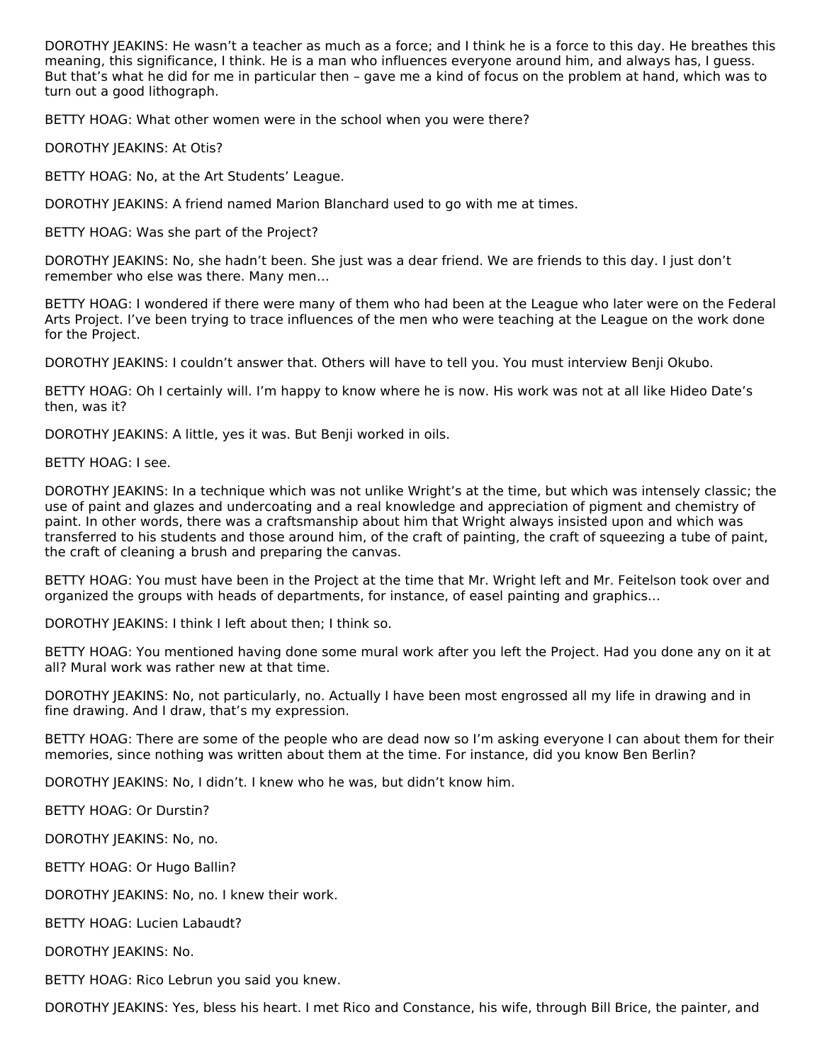DOROTHY JEAKINS: He wasn't a teacher as much as a force; and I think he is a force to this day. He breathes this meaning, this significance, I think. He is a man who influences everyone around him, and always has, I guess. But that's what he did for me in particular then – gave me a kind of focus on the problem at hand, which was to turn out a good lithograph.

BETTY HOAG: What other women were in the school when you were there?

DOROTHY JEAKINS: At Otis?

BETTY HOAG: No, at the Art Students' League.

DOROTHY JEAKINS: A friend named Marion Blanchard used to go with me at times.

BETTY HOAG: Was she part of the Project?

DOROTHY JEAKINS: No, she hadn't been. She just was a dear friend. We are friends to this day. I just don't remember who else was there. Many men…

BETTY HOAG: I wondered if there were many of them who had been at the League who later were on the Federal Arts Project. I've been trying to trace influences of the men who were teaching at the League on the work done for the Project.

DOROTHY JEAKINS: I couldn't answer that. Others will have to tell you. You must interview Benji Okubo.

BETTY HOAG: Oh I certainly will. I'm happy to know where he is now. His work was not at all like Hideo Date's then, was it?

DOROTHY JEAKINS: A little, yes it was. But Benji worked in oils.

BETTY HOAG: I see.

DOROTHY JEAKINS: In a technique which was not unlike Wright's at the time, but which was intensely classic; the use of paint and glazes and undercoating and a real knowledge and appreciation of pigment and chemistry of paint. In other words, there was a craftsmanship about him that Wright always insisted upon and which was transferred to his students and those around him, of the craft of painting, the craft of squeezing a tube of paint, the craft of cleaning a brush and preparing the canvas.

BETTY HOAG: You must have been in the Project at the time that Mr. Wright left and Mr. Feitelson took over and organized the groups with heads of departments, for instance, of easel painting and graphics…

DOROTHY JEAKINS: I think I left about then; I think so.

BETTY HOAG: You mentioned having done some mural work after you left the Project. Had you done any on it at all? Mural work was rather new at that time.

DOROTHY JEAKINS: No, not particularly, no. Actually I have been most engrossed all my life in drawing and in fine drawing. And I draw, that's my expression.

BETTY HOAG: There are some of the people who are dead now so I'm asking everyone I can about them for their memories, since nothing was written about them at the time. For instance, did you know Ben Berlin?

DOROTHY JEAKINS: No, I didn't. I knew who he was, but didn't know him.

BETTY HOAG: Or Durstin?

DOROTHY JEAKINS: No, no.

BETTY HOAG: Or Hugo Ballin?

DOROTHY JEAKINS: No, no. I knew their work.

BETTY HOAG: Lucien Labaudt?

DOROTHY JEAKINS: No.

BETTY HOAG: Rico Lebrun you said you knew.

DOROTHY JEAKINS: Yes, bless his heart. I met Rico and Constance, his wife, through Bill Brice, the painter, and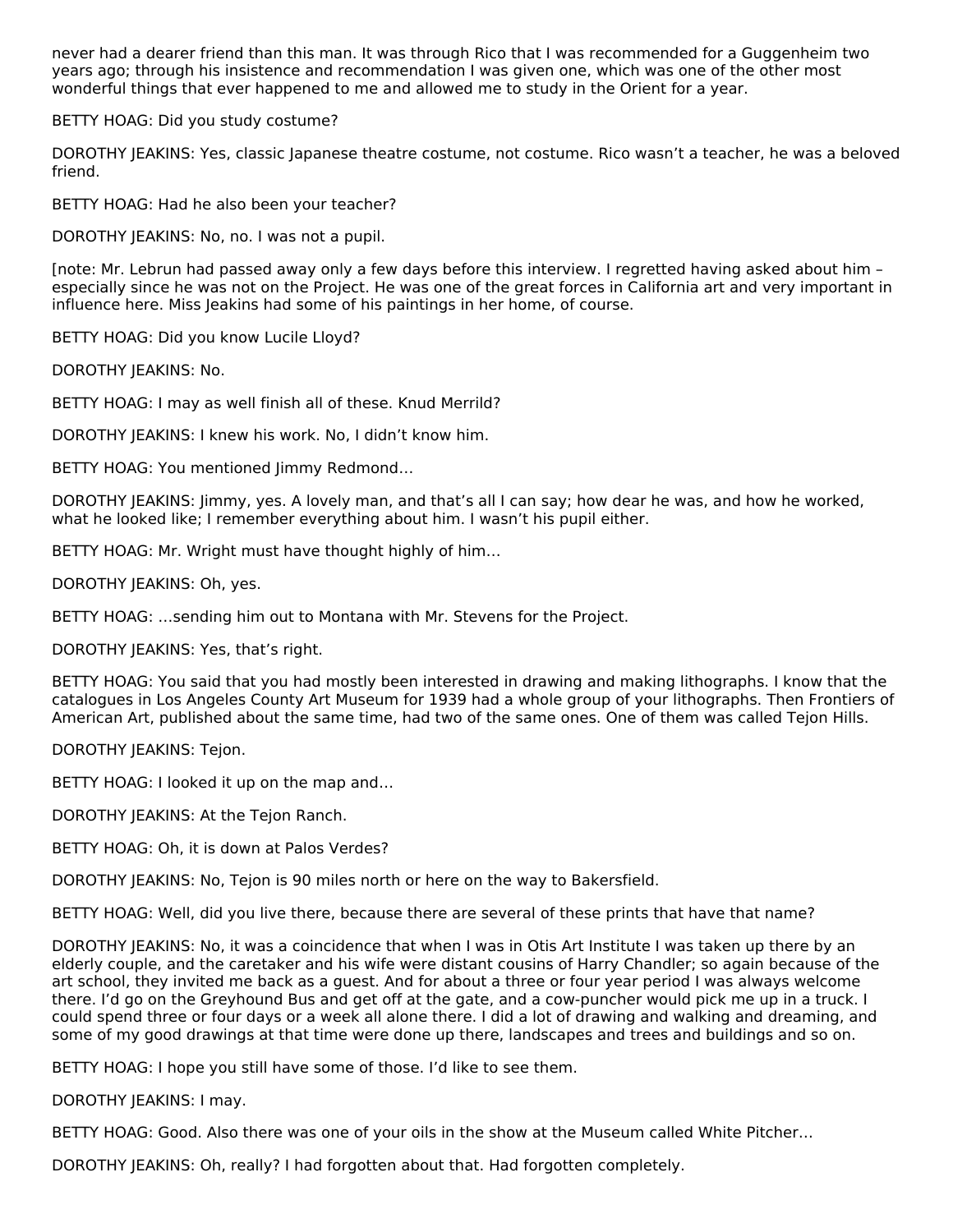never had a dearer friend than this man. It was through Rico that I was recommended for a Guggenheim two years ago; through his insistence and recommendation I was given one, which was one of the other most wonderful things that ever happened to me and allowed me to study in the Orient for a year.

BETTY HOAG: Did you study costume?

DOROTHY JEAKINS: Yes, classic Japanese theatre costume, not costume. Rico wasn't a teacher, he was a beloved friend.

BETTY HOAG: Had he also been your teacher?

DOROTHY JEAKINS: No, no. I was not a pupil.

[note: Mr. Lebrun had passed away only a few days before this interview. I regretted having asked about him – especially since he was not on the Project. He was one of the great forces in California art and very important in influence here. Miss Jeakins had some of his paintings in her home, of course.

BETTY HOAG: Did you know Lucile Lloyd?

DOROTHY JEAKINS: No.

BETTY HOAG: I may as well finish all of these. Knud Merrild?

DOROTHY JEAKINS: I knew his work. No, I didn't know him.

BETTY HOAG: You mentioned Jimmy Redmond…

DOROTHY JEAKINS: Jimmy, yes. A lovely man, and that's all I can say; how dear he was, and how he worked, what he looked like; I remember everything about him. I wasn't his pupil either.

BETTY HOAG: Mr. Wright must have thought highly of him…

DOROTHY JEAKINS: Oh, yes.

BETTY HOAG: …sending him out to Montana with Mr. Stevens for the Project.

DOROTHY JEAKINS: Yes, that's right.

BETTY HOAG: You said that you had mostly been interested in drawing and making lithographs. I know that the catalogues in Los Angeles County Art Museum for 1939 had a whole group of your lithographs. Then Frontiers of American Art, published about the same time, had two of the same ones. One of them was called Tejon Hills.

DOROTHY JEAKINS: Tejon.

BETTY HOAG: I looked it up on the map and…

DOROTHY JEAKINS: At the Tejon Ranch.

BETTY HOAG: Oh, it is down at Palos Verdes?

DOROTHY JEAKINS: No, Tejon is 90 miles north or here on the way to Bakersfield.

BETTY HOAG: Well, did you live there, because there are several of these prints that have that name?

DOROTHY JEAKINS: No, it was a coincidence that when I was in Otis Art Institute I was taken up there by an elderly couple, and the caretaker and his wife were distant cousins of Harry Chandler; so again because of the art school, they invited me back as a guest. And for about a three or four year period I was always welcome there. I'd go on the Greyhound Bus and get off at the gate, and a cow-puncher would pick me up in a truck. I could spend three or four days or a week all alone there. I did a lot of drawing and walking and dreaming, and some of my good drawings at that time were done up there, landscapes and trees and buildings and so on.

BETTY HOAG: I hope you still have some of those. I'd like to see them.

DOROTHY JEAKINS: I may.

BETTY HOAG: Good. Also there was one of your oils in the show at the Museum called White Pitcher…

DOROTHY JEAKINS: Oh, really? I had forgotten about that. Had forgotten completely.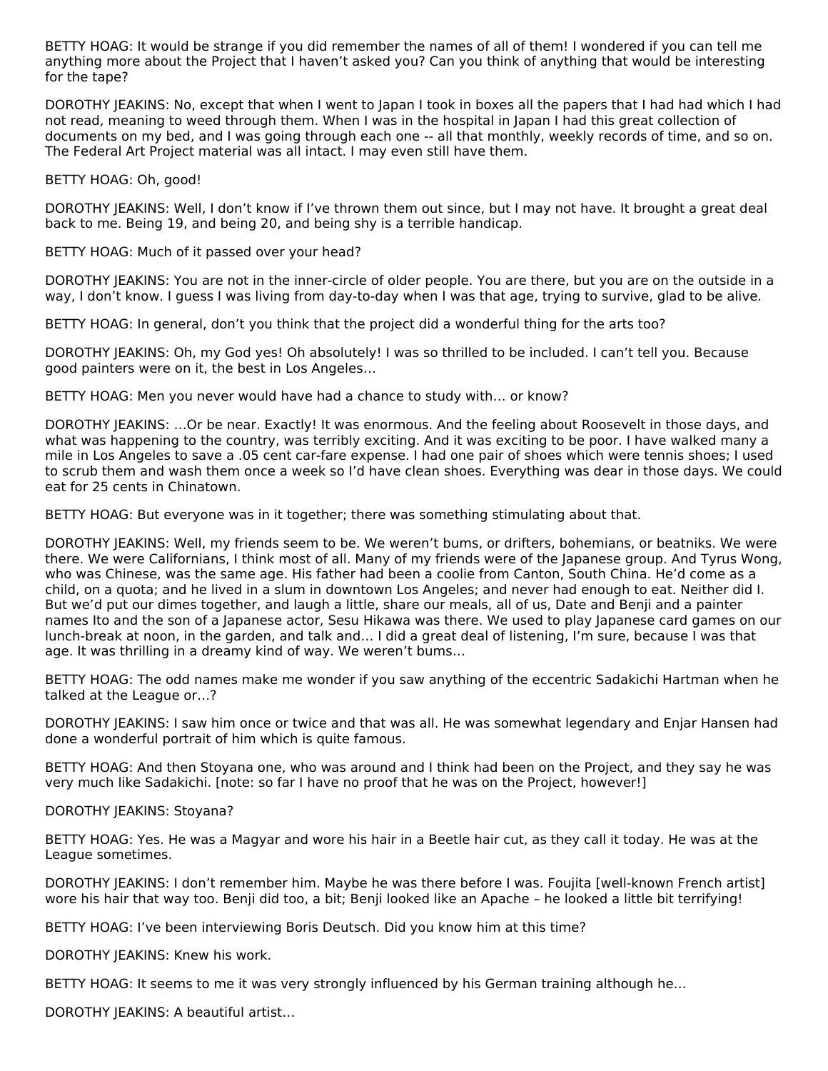BETTY HOAG: It would be strange if you did remember the names of all of them! I wondered if you can tell me anything more about the Project that I haven't asked you? Can you think of anything that would be interesting for the tape?

DOROTHY JEAKINS: No, except that when I went to Japan I took in boxes all the papers that I had had which I had not read, meaning to weed through them. When I was in the hospital in Japan I had this great collection of documents on my bed, and I was going through each one -- all that monthly, weekly records of time, and so on. The Federal Art Project material was all intact. I may even still have them.

BETTY HOAG: Oh, good!

DOROTHY JEAKINS: Well, I don't know if I've thrown them out since, but I may not have. It brought a great deal back to me. Being 19, and being 20, and being shy is a terrible handicap.

BETTY HOAG: Much of it passed over your head?

DOROTHY JEAKINS: You are not in the inner-circle of older people. You are there, but you are on the outside in a way, I don't know. I guess I was living from day-to-day when I was that age, trying to survive, glad to be alive.

BETTY HOAG: In general, don't you think that the project did a wonderful thing for the arts too?

DOROTHY JEAKINS: Oh, my God yes! Oh absolutely! I was so thrilled to be included. I can't tell you. Because good painters were on it, the best in Los Angeles...

BETTY HOAG: Men you never would have had a chance to study with... or know?

DOROTHY JEAKINS: ...Or be near. Exactly! It was enormous. And the feeling about Roosevelt in those days, and what was happening to the country, was terribly exciting. And it was exciting to be poor. I have walked many a mile in Los Angeles to save a .05 cent car-fare expense. I had one pair of shoes which were tennis shoes; I used to scrub them and wash them once a week so I'd have clean shoes. Everything was dear in those days. We could eat for 25 cents in Chinatown.

BETTY HOAG: But everyone was in it together; there was something stimulating about that.

DOROTHY JEAKINS: Well, my friends seem to be. We weren't bums, or drifters, bohemians, or beatniks. We were there. We were Californians, I think most of all. Many of my friends were of the Japanese group. And Tyrus Wong, who was Chinese, was the same age. His father had been a coolie from Canton, South China. He'd come as a child, on a quota; and he lived in a slum in downtown Los Angeles; and never had enough to eat. Neither did I. But we'd put our dimes together, and laugh a little, share our meals, all of us, Date and Benji and a painter names Ito and the son of a Japanese actor, Sesu Hikawa was there. We used to play Japanese card games on our lunch-break at noon, in the garden, and talk and... I did a great deal of listening, I'm sure, because I was that age. It was thrilling in a dreamy kind of way. We weren't bums...

BETTY HOAG: The odd names make me wonder if you saw anything of the eccentric Sadakichi Hartman when he talked at the League or...?

DOROTHY JEAKINS: I saw him once or twice and that was all. He was somewhat legendary and Enjar Hansen had done a wonderful portrait of him which is quite famous.

BETTY HOAG: And then Stoyana one, who was around and I think had been on the Project, and they say he was very much like Sadakichi. [note: so far I have no proof that he was on the Project, however!]

DOROTHY JEAKINS: Stoyana?

BETTY HOAG: Yes. He was a Magyar and wore his hair in a Beetle hair cut, as they call it today. He was at the League sometimes.

DOROTHY JEAKINS: I don't remember him. Maybe he was there before I was. Foujita [well-known French artist] wore his hair that way too. Benji did too, a bit; Benji looked like an Apache – he looked a little bit terrifying!

BETTY HOAG: I've been interviewing Boris Deutsch. Did you know him at this time?

DOROTHY JEAKINS: Knew his work.

BETTY HOAG: It seems to me it was very strongly influenced by his German training although he...

DOROTHY JEAKINS: A beautiful artist...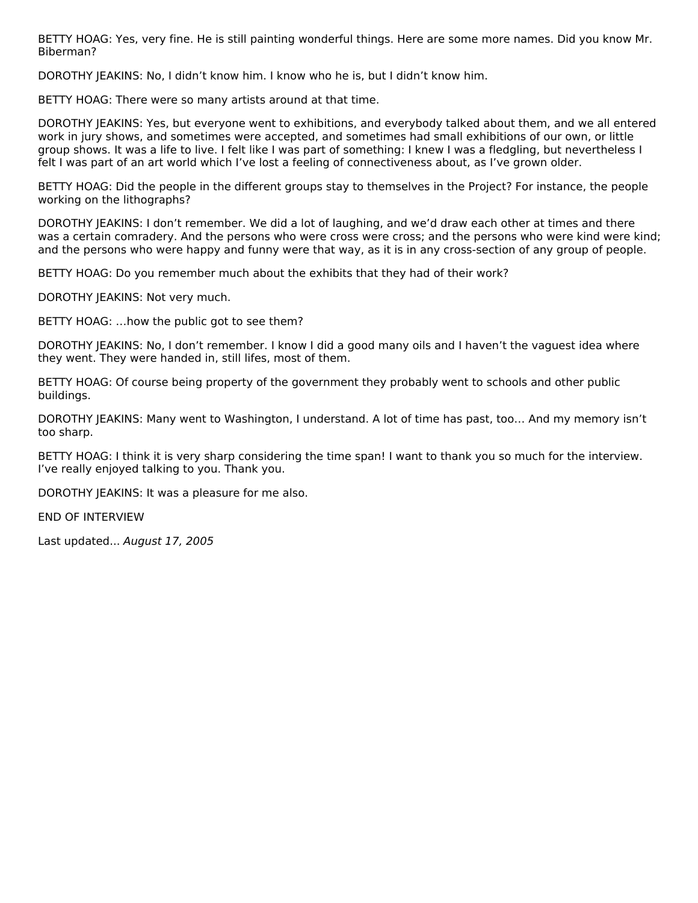BETTY HOAG: Yes, very fine. He is still painting wonderful things. Here are some more names. Did you know Mr. Biberman?

DOROTHY JEAKINS: No, I didn't know him. I know who he is, but I didn't know him.

BETTY HOAG: There were so many artists around at that time.

DOROTHY JEAKINS: Yes, but everyone went to exhibitions, and everybody talked about them, and we all entered work in jury shows, and sometimes were accepted, and sometimes had small exhibitions of our own, or little group shows. It was a life to live. I felt like I was part of something: I knew I was a fledgling, but nevertheless I felt I was part of an art world which I've lost a feeling of connectiveness about, as I've grown older.

BETTY HOAG: Did the people in the different groups stay to themselves in the Project? For instance, the people working on the lithographs?

DOROTHY JEAKINS: I don't remember. We did a lot of laughing, and we'd draw each other at times and there was a certain comradery. And the persons who were cross were cross; and the persons who were kind were kind; and the persons who were happy and funny were that way, as it is in any cross-section of any group of people.

BETTY HOAG: Do you remember much about the exhibits that they had of their work?

DOROTHY JEAKINS: Not very much.

BETTY HOAG: …how the public got to see them?

DOROTHY JEAKINS: No, I don't remember. I know I did a good many oils and I haven't the vaguest idea where they went. They were handed in, still lifes, most of them.

BETTY HOAG: Of course being property of the government they probably went to schools and other public buildings.

DOROTHY JEAKINS: Many went to Washington, I understand. A lot of time has past, too… And my memory isn't too sharp.

BETTY HOAG: I think it is very sharp considering the time span! I want to thank you so much for the interview. I've really enjoyed talking to you. Thank you.

DOROTHY JEAKINS: It was a pleasure for me also.

END OF INTERVIEW

Last updated... *August 17, 2005*